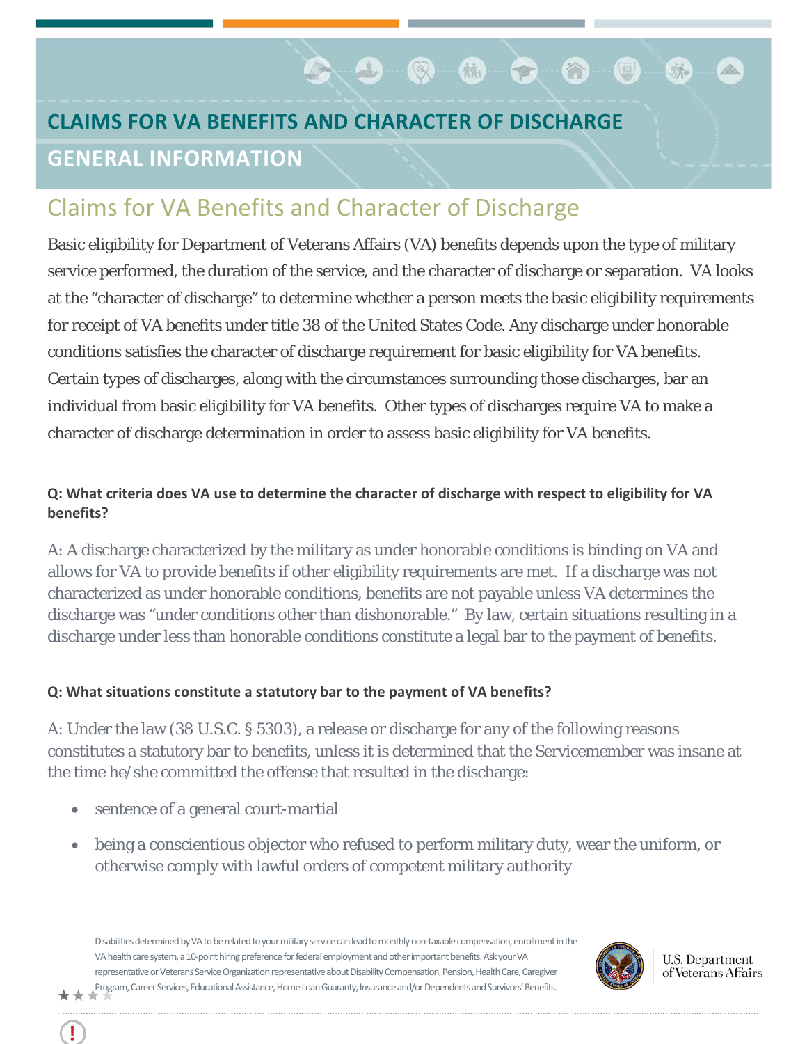# CLAIMS FOR VA BENEFITS AND CHARACTER OF DISCHARGE

## GENERAL INFORMATION

## Claims for VA Benefits and Character of Discharge

Basic eligibility for Department of Veterans Affairs (VA) benefits depends upon the type of military service performed, the duration of the service, and the character of discharge or separation. VA looks at the "character of discharge" to determine whether a person meets the basic eligibility requirements for receipt of VA benefits under title 38 of the United States Code. Any discharge under honorable conditions satisfies the character of discharge requirement for basic eligibility for VA benefits. Certain types of discharges, along with the circumstances surrounding those discharges, bar an individual from basic eligibility for VA benefits. Other types of discharges require VA to make a character of discharge determination in order to assess basic eligibility for VA benefits.

**Q: What criteria does VA use to determine the character of discharge with respect to eligibility for VA benefits?**

A: A discharge characterized by the military as under honorable conditions is binding on VA and allows for VA to provide benefits if other eligibility requirements are met. If a discharge was not characterized as under honorable conditions, benefits are not payable unless VA determines the discharge was "under conditions other than dishonorable." By law, certain situations resulting in a discharge under less than honorable conditions constitute a legal bar to the payment of benefits.

**Q: What situations constitute a statutory bar to the payment of VA benefits?**

A: Under the law (38 U.S.C. § 5303), a release or discharge for any of the following reasons constitutes a statutory bar to benefits, unless it is determined that the Servicemember was insane at the time he/she committed the offense that resulted in the discharge:

- sentence of a general court-martial
- being a conscientious objector who refused to perform military duty, wear the uniform, or otherwise comply with lawful orders of competent military authority

Disabilities determined by VA to be related to your military service can lead to monthly non-taxable compensation, enrollment in the VA health care system, a 10-point hiring preference for federal employment and other important benefits. Ask your VA representative or Veterans Service Organization representative about Disability Compensation, Pension, Health Care, Caregiver Program, Career Services, Educational Assistance, Home Loan Guaranty, Insurance and/or Dependents and Survivors' Benefits.

U.S. Department of Veterans Affairs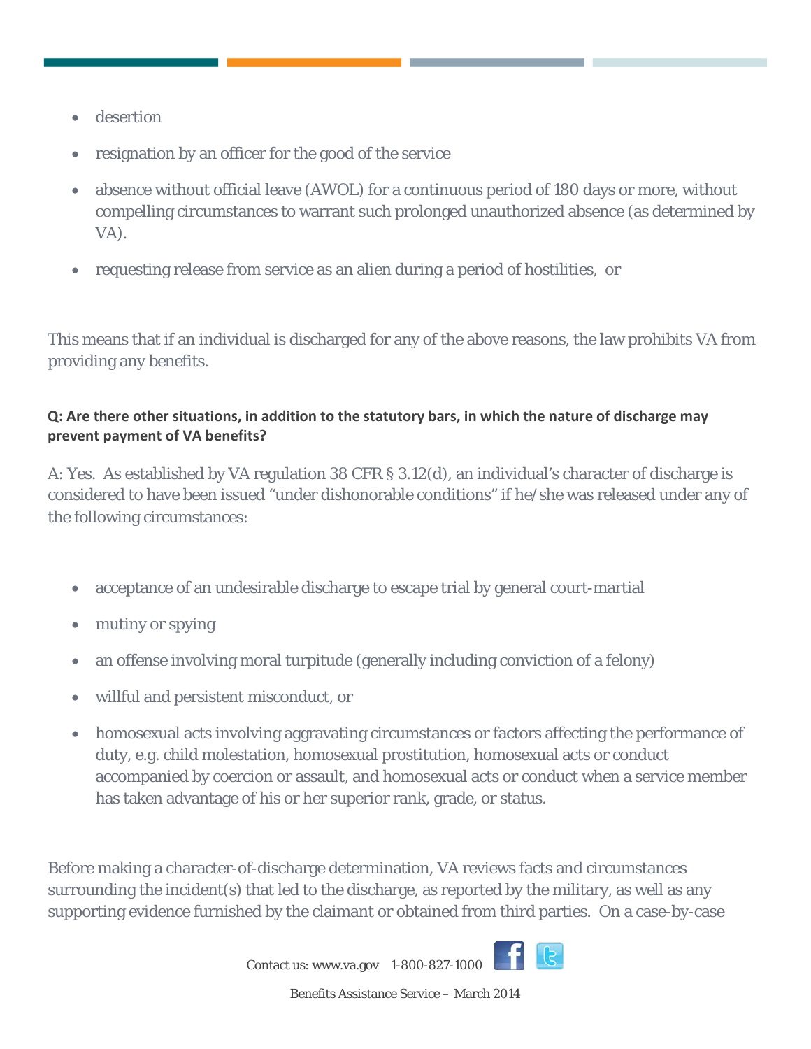- desertion
- resignation by an officer for the good of the service
- absence without official leave (AWOL) for a continuous period of 180 days or more, without compelling circumstances to warrant such prolonged unauthorized absence (as determined by VA).
- requesting release from service as an alien during a period of hostilities, or

This means that if an individual is discharged for any of the above reasons, the law prohibits VA from providing any benefits.

**Q: Are there other situations, in addition to the statutory bars, in which the nature of discharge may prevent payment of VA benefits?**

A: Yes. As established by VA regulation 38 CFR § 3.12(d), an individual's character of discharge is considered to have been issued "under dishonorable conditions" if he/she was released under any of the following circumstances:

- acceptance of an undesirable discharge to escape trial by general court-martial
- mutiny or spying
- an offense involving moral turpitude (generally including conviction of a felony)
- willful and persistent misconduct, or
- homosexual acts involving aggravating circumstances or factors affecting the performance of duty, e.g. child molestation, homosexual prostitution, homosexual acts or conduct accompanied by coercion or assault, and homosexual acts or conduct when a service member has taken advantage of his or her superior rank, grade, or status.

Before making a character-of-discharge determination, VA reviews facts and circumstances surrounding the incident(s) that led to the discharge, as reported by the military, as well as any supporting evidence furnished by the claimant or obtained from third parties. On a case-by-case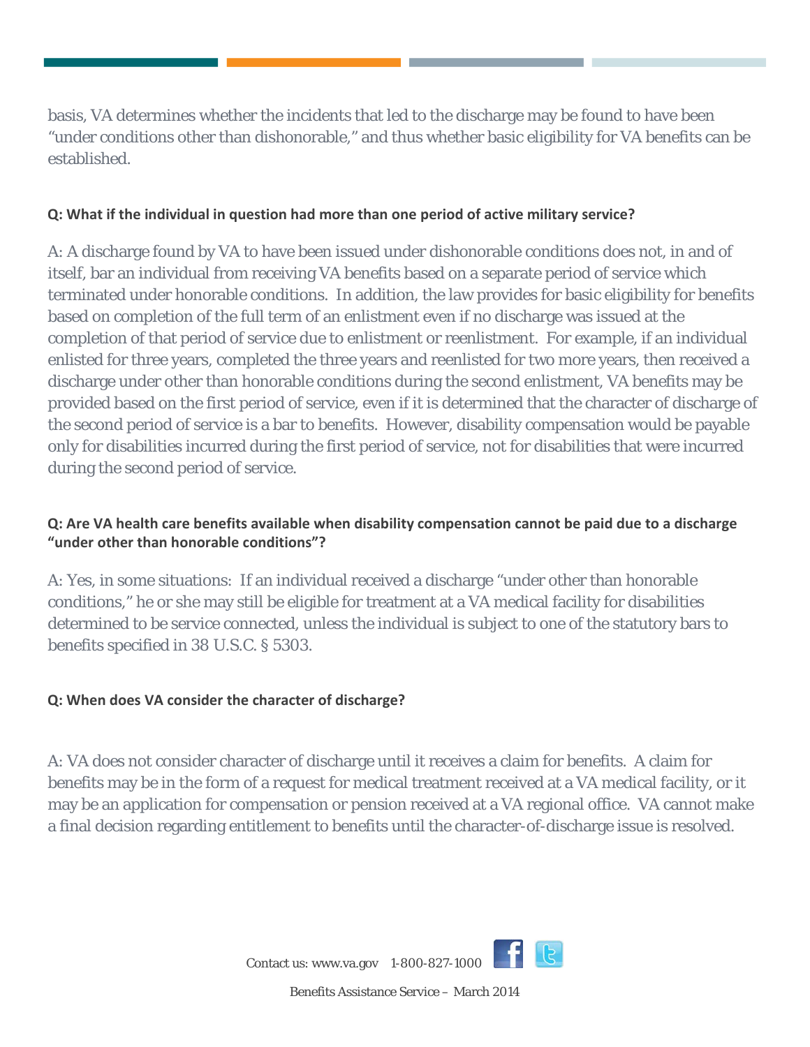basis, VA determines whether the incidents that led to the discharge may be found to have been "under conditions other than dishonorable," and thus whether basic eligibility for VA benefits can be established.

**Q: What if the individual in question had more than one period of active military service?**

A: A discharge found by VA to have been issued under dishonorable conditions does not, in and of itself, bar an individual from receiving VA benefits based on a separate period of service which terminated under honorable conditions. In addition, the law provides for basic eligibility for benefits based on completion of the full term of an enlistment even if no discharge was issued at the completion of that period of service due to enlistment or reenlistment. For example, if an individual enlisted for three years, completed the three years and reenlisted for two more years, then received a discharge under other than honorable conditions during the second enlistment, VA benefits may be provided based on the first period of service, even if it is determined that the character of discharge of the second period of service is a bar to benefits. However, disability compensation would be payable only for disabilities incurred during the first period of service, not for disabilities that were incurred during the second period of service.

**Q: Are VA health care benefits available when disability compensation cannot be paid due to a discharge "under other than honorable conditions"?**

A: Yes, in some situations: If an individual received a discharge "under other than honorable conditions," he or she may still be eligible for treatment at a VA medical facility for disabilities determined to be service connected, unless the individual is subject to one of the statutory bars to benefits specified in 38 U.S.C. § 5303.

**Q: When does VA consider the character of discharge?**

A: VA does not consider character of discharge until it receives a claim for benefits. A claim for benefits may be in the form of a request for medical treatment received at a VA medical facility, or it may be an application for compensation or pension received at a VA regional office. VA cannot make a final decision regarding entitlement to benefits until the character-of-discharge issue is resolved.

Contact us: www.va.gov 1-800-827-1000

Benefits Assistance Service – March 2014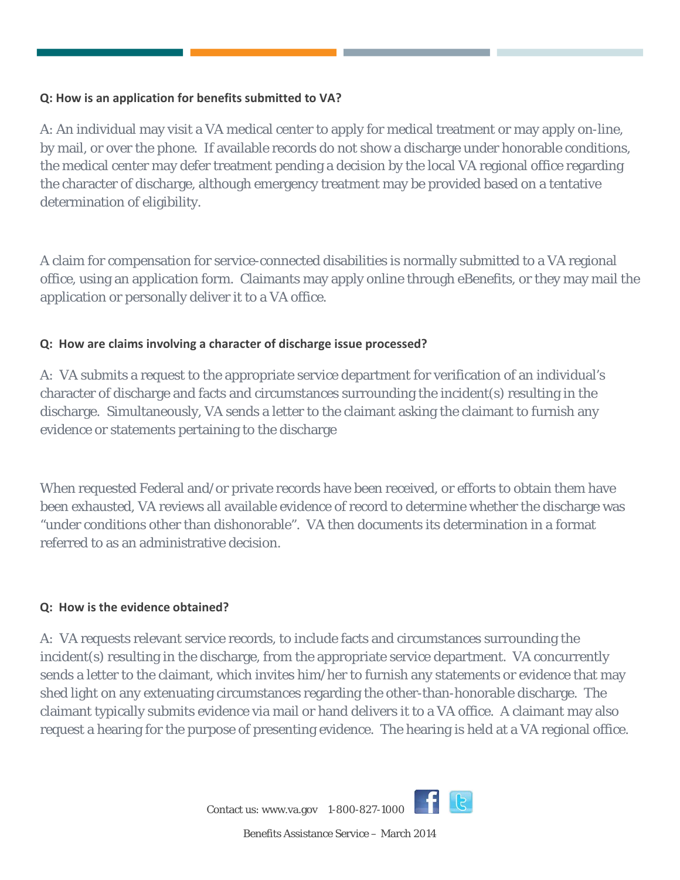**Q: How is an application for benefits submitted to VA?**

A: An individual may visit a VA medical center to apply for medical treatment or may apply on-line, by mail, or over the phone. If available records do not show a discharge under honorable conditions, the medical center may defer treatment pending a decision by the local VA regional office regarding the character of discharge, although emergency treatment may be provided based on a tentative determination of eligibility.

A claim for compensation for service-connected disabilities is normally submitted to a VA regional office, using an application form. Claimants may apply online through eBenefits, or they may mail the application or personally deliver it to a VA office.

**Q: How are claims involving a character of discharge issue processed?**

A: VA submits a request to the appropriate service department for verification of an individual's character of discharge and facts and circumstances surrounding the incident(s) resulting in the discharge. Simultaneously, VA sends a letter to the claimant asking the claimant to furnish any evidence or statements pertaining to the discharge

When requested Federal and/or private records have been received, or efforts to obtain them have been exhausted, VA reviews all available evidence of record to determine whether the discharge was "under conditions other than dishonorable". VA then documents its determination in a format referred to as an administrative decision.

**Q: How is the evidence obtained?**

A: VA requests relevant service records, to include facts and circumstances surrounding the incident(s) resulting in the discharge, from the appropriate service department. VA concurrently sends a letter to the claimant, which invites him/her to furnish any statements or evidence that may shed light on any extenuating circumstances regarding the other-than-honorable discharge. The claimant typically submits evidence via mail or hand delivers it to a VA office. A claimant may also request a hearing for the purpose of presenting evidence. The hearing is held at a VA regional office.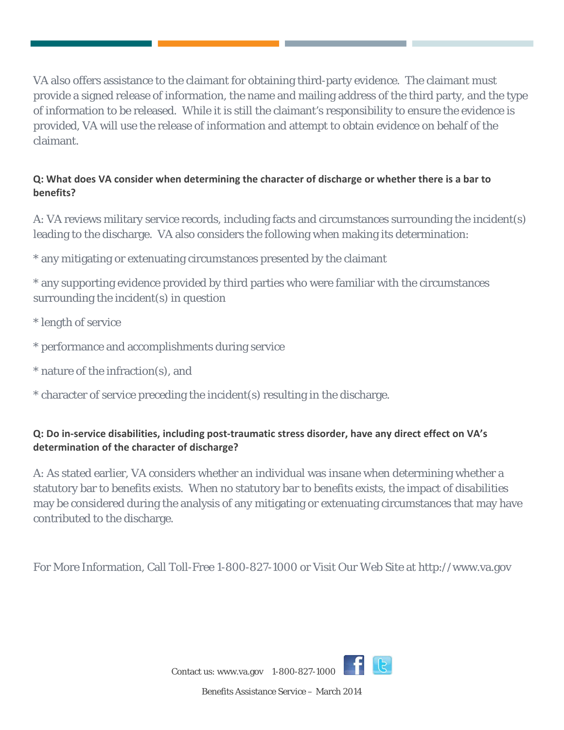VA also offers assistance to the claimant for obtaining third-party evidence. The claimant must provide a signed release of information, the name and mailing address of the third party, and the type of information to be released. While it is still the claimant's responsibility to ensure the evidence is provided, VA will use the release of information and attempt to obtain evidence on behalf of the claimant.

**Q: What does VA consider when determining the character of discharge or whether there is a bar to benefits?**

A: VA reviews military service records, including facts and circumstances surrounding the incident(s) leading to the discharge. VA also considers the following when making its determination:

* any mitigating or extenuating circumstances presented by the claimant
* any supporting evidence provided by third parties who were familiar with the circumstances surrounding the incident(s) in question
* length of service
* performance and accomplishments during service
* nature of the infraction(s), and
* character of service preceding the incident(s) resulting in the discharge.

**Q: Do in-service disabilities, including post-traumatic stress disorder, have any direct effect on VA's determination of the character of discharge?**

A: As stated earlier, VA considers whether an individual was insane when determining whether a statutory bar to benefits exists. When no statutory bar to benefits exists, the impact of disabilities may be considered during the analysis of any mitigating or extenuating circumstances that may have contributed to the discharge.

For More Information, Call Toll-Free 1-800-827-1000 or Visit Our Web Site at http://www.va.gov

Contact us: www.va.gov 1-800-827-1000

Benefits Assistance Service – March 2014